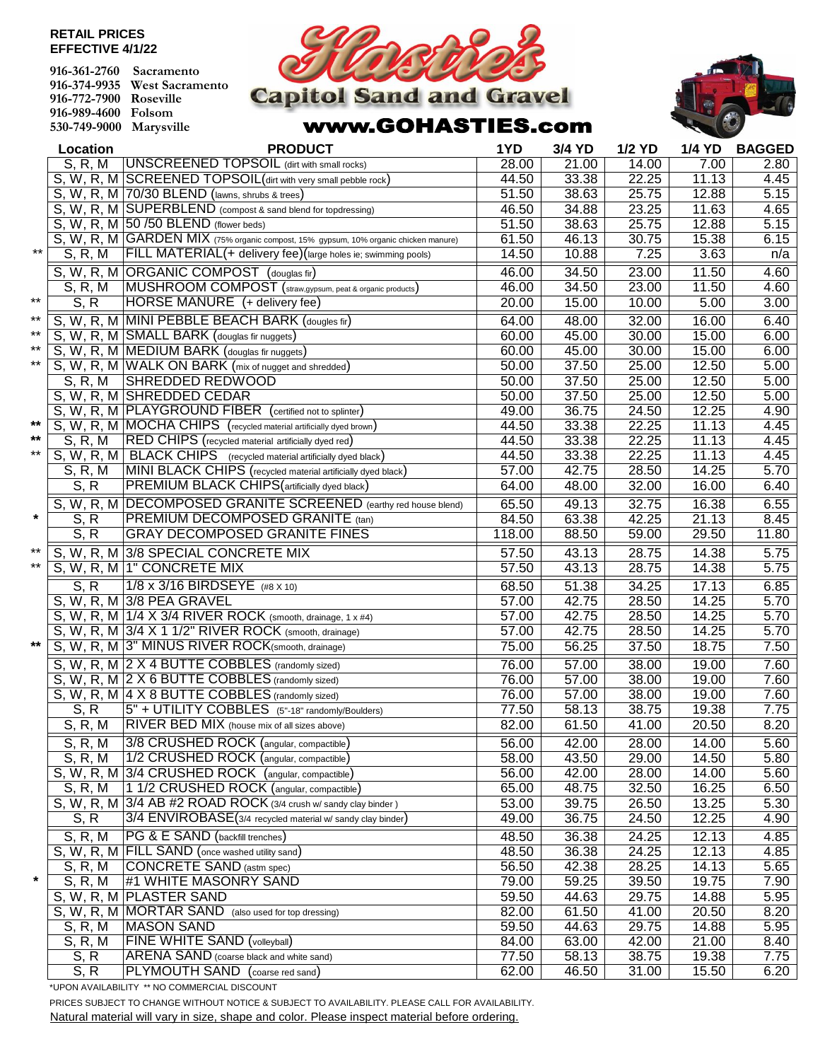**RETAIL PRICES**
**EFFECTIVE 4/1/22**

916-361-2760 Sacramento
916-374-9935 West Sacramento
916-772-7900 Roseville
916-989-4600 Folsom
530-749-9000 Marysville

# Hasties's Capitol Sand and Gravel

**www.GOHASTIES.com**

| | Location | PRODUCT | 1YD | 3/4 YD | 1/2 YD | 1/4 YD | BAGGED |
|---|---|---|---|---|---|---|---|
| | S, R, M | UNSCREENED TOPSOIL (dirt with small rocks) | 28.00 | 21.00 | 14.00 | 7.00 | 2.80 |
| | S, W, R, M | SCREENED TOPSOIL (dirt with very small pebble rock) | 44.50 | 33.38 | 22.25 | 11.13 | 4.45 |
| | S, W, R, M | 70/30 BLEND (lawns, shrubs & trees) | 51.50 | 38.63 | 25.75 | 12.88 | 5.15 |
| | S, W, R, M | SUPERBLEND (compost & sand blend for topdressing) | 46.50 | 34.88 | 23.25 | 11.63 | 4.65 |
| | S, W, R, M | 50 /50 BLEND (flower beds) | 51.50 | 38.63 | 25.75 | 12.88 | 5.15 |
| | S, W, R, M | GARDEN MIX (75% organic compost, 15% gypsum, 10% organic chicken manure) | 61.50 | 46.13 | 30.75 | 15.38 | 6.15 |
| ** | S, R, M | FILL MATERIAL(+ delivery fee)(large holes ie; swimming pools) | 14.50 | 10.88 | 7.25 | 3.63 | n/a |
| | S, W, R, M | ORGANIC COMPOST (douglas fir) | 46.00 | 34.50 | 23.00 | 11.50 | 4.60 |
| | S, R, M | MUSHROOM COMPOST (straw,gypsum, peat & organic products) | 46.00 | 34.50 | 23.00 | 11.50 | 4.60 |
| ** | S, R | HORSE MANURE (+ delivery fee) | 20.00 | 15.00 | 10.00 | 5.00 | 3.00 |
| ** | S, W, R, M | MINI PEBBLE BEACH BARK (dougles fir) | 64.00 | 48.00 | 32.00 | 16.00 | 6.40 |
| ** | S, W, R, M | SMALL BARK (douglas fir nuggets) | 60.00 | 45.00 | 30.00 | 15.00 | 6.00 |
| ** | S, W, R, M | MEDIUM BARK (douglas fir nuggets) | 60.00 | 45.00 | 30.00 | 15.00 | 6.00 |
| ** | S, W, R, M | WALK ON BARK (mix of nugget and shredded) | 50.00 | 37.50 | 25.00 | 12.50 | 5.00 |
| | S, R, M | SHREDDED REDWOOD | 50.00 | 37.50 | 25.00 | 12.50 | 5.00 |
| | S, W, R, M | SHREDDED CEDAR | 50.00 | 37.50 | 25.00 | 12.50 | 5.00 |
| | S, W, R, M | PLAYGROUND FIBER (certified not to splinter) | 49.00 | 36.75 | 24.50 | 12.25 | 4.90 |
| ** | S, W, R, M | MOCHA CHIPS (recycled material artificially dyed brown) | 44.50 | 33.38 | 22.25 | 11.13 | 4.45 |
| ** | S, R, M | RED CHIPS (recycled material artificially dyed red) | 44.50 | 33.38 | 22.25 | 11.13 | 4.45 |
| ** | S, W, R, M | BLACK CHIPS (recycled material artificially dyed black) | 44.50 | 33.38 | 22.25 | 11.13 | 4.45 |
| | S, R, M | MINI BLACK CHIPS (recycled material artificially dyed black) | 57.00 | 42.75 | 28.50 | 14.25 | 5.70 |
| | S, R | PREMIUM BLACK CHIPS(artificially dyed black) | 64.00 | 48.00 | 32.00 | 16.00 | 6.40 |
| | S, W, R, M | DECOMPOSED GRANITE SCREENED (earthy red house blend) | 65.50 | 49.13 | 32.75 | 16.38 | 6.55 |
| * | S, R | PREMIUM DECOMPOSED GRANITE (tan) | 84.50 | 63.38 | 42.25 | 21.13 | 8.45 |
| | S, R | GRAY DECOMPOSED GRANITE FINES | 118.00 | 88.50 | 59.00 | 29.50 | 11.80 |
| ** | S, W, R, M | 3/8 SPECIAL CONCRETE MIX | 57.50 | 43.13 | 28.75 | 14.38 | 5.75 |
| ** | S, W, R, M | 1" CONCRETE MIX | 57.50 | 43.13 | 28.75 | 14.38 | 5.75 |
| | S, R | 1/8 x 3/16 BIRDSEYE (#8 X 10) | 68.50 | 51.38 | 34.25 | 17.13 | 6.85 |
| | S, W, R, M | 3/8 PEA GRAVEL | 57.00 | 42.75 | 28.50 | 14.25 | 5.70 |
| | S, W, R, M | 1/4 X 3/4 RIVER ROCK (smooth, drainage, 1 x #4) | 57.00 | 42.75 | 28.50 | 14.25 | 5.70 |
| | S, W, R, M | 3/4 X 1 1/2" RIVER ROCK (smooth, drainage) | 57.00 | 42.75 | 28.50 | 14.25 | 5.70 |
| ** | S, W, R, M | 3" MINUS RIVER ROCK(smooth, drainage) | 75.00 | 56.25 | 37.50 | 18.75 | 7.50 |
| | S, W, R, M | 2 X 4 BUTTE COBBLES (randomly sized) | 76.00 | 57.00 | 38.00 | 19.00 | 7.60 |
| | S, W, R, M | 2 X 6 BUTTE COBBLES (randomly sized) | 76.00 | 57.00 | 38.00 | 19.00 | 7.60 |
| | S, W, R, M | 4 X 8 BUTTE COBBLES (randomly sized) | 76.00 | 57.00 | 38.00 | 19.00 | 7.60 |
| | S, R | 5" + UTILITY COBBLES (5"-18" randomly/Boulders) | 77.50 | 58.13 | 38.75 | 19.38 | 7.75 |
| | S, R, M | RIVER BED MIX (house mix of all sizes above) | 82.00 | 61.50 | 41.00 | 20.50 | 8.20 |
| | S, R, M | 3/8 CRUSHED ROCK (angular, compactible) | 56.00 | 42.00 | 28.00 | 14.00 | 5.60 |
| | S, R, M | 1/2 CRUSHED ROCK (angular, compactible) | 58.00 | 43.50 | 29.00 | 14.50 | 5.80 |
| | S, W, R, M | 3/4 CRUSHED ROCK (angular, compactible) | 56.00 | 42.00 | 28.00 | 14.00 | 5.60 |
| | S, R, M | 1 1/2 CRUSHED ROCK (angular, compactible) | 65.00 | 48.75 | 32.50 | 16.25 | 6.50 |
| | S, W, R, M | 3/4 AB #2 ROAD ROCK (3/4 crush w/ sandy clay binder ) | 53.00 | 39.75 | 26.50 | 13.25 | 5.30 |
| | S, R | 3/4 ENVIROBASE(3/4 recycled material w/ sandy clay binder) | 49.00 | 36.75 | 24.50 | 12.25 | 4.90 |
| | S, R, M | PG & E SAND (backfill trenches) | 48.50 | 36.38 | 24.25 | 12.13 | 4.85 |
| | S, W, R, M | FILL SAND (once washed utility sand) | 48.50 | 36.38 | 24.25 | 12.13 | 4.85 |
| | S, R, M | CONCRETE SAND (astm spec) | 56.50 | 42.38 | 28.25 | 14.13 | 5.65 |
| * | S, R, M | #1 WHITE MASONRY SAND | 79.00 | 59.25 | 39.50 | 19.75 | 7.90 |
| | S, W, R, M | PLASTER SAND | 59.50 | 44.63 | 29.75 | 14.88 | 5.95 |
| | S, W, R, M | MORTAR SAND (also used for top dressing) | 82.00 | 61.50 | 41.00 | 20.50 | 8.20 |
| | S, R, M | MASON SAND | 59.50 | 44.63 | 29.75 | 14.88 | 5.95 |
| | S, R, M | FINE WHITE SAND (volleyball) | 84.00 | 63.00 | 42.00 | 21.00 | 8.40 |
| | S, R | ARENA SAND (coarse black and white sand) | 77.50 | 58.13 | 38.75 | 19.38 | 7.75 |
| | S, R | PLYMOUTH SAND (coarse red sand) | 62.00 | 46.50 | 31.00 | 15.50 | 6.20 |

*UPON AVAILABILITY ** NO COMMERCIAL DISCOUNT

PRICES SUBJECT TO CHANGE WITHOUT NOTICE & SUBJECT TO AVAILABILITY. PLEASE CALL FOR AVAILABILITY.

Natural material will vary in size, shape and color. Please inspect material before ordering.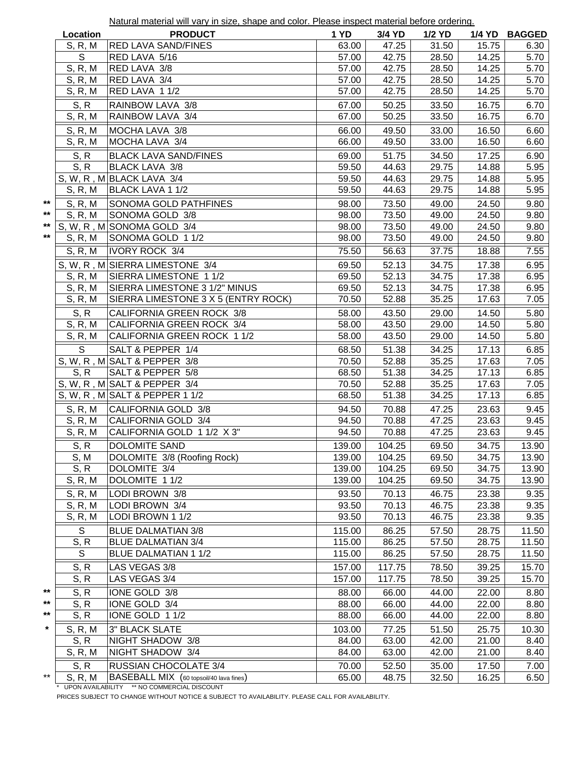Natural material will vary in size, shape and color. Please inspect material before ordering.

| | Location | PRODUCT | 1 YD | 3/4 YD | 1/2 YD | 1/4 YD | BAGGED |
|---|---|---|---|---|---|---|---|
| | S, R, M | RED LAVA SAND/FINES | 63.00 | 47.25 | 31.50 | 15.75 | 6.30 |
| | S | RED LAVA 5/16 | 57.00 | 42.75 | 28.50 | 14.25 | 5.70 |
| | S, R, M | RED LAVA 3/8 | 57.00 | 42.75 | 28.50 | 14.25 | 5.70 |
| | S, R, M | RED LAVA 3/4 | 57.00 | 42.75 | 28.50 | 14.25 | 5.70 |
| | S, R, M | RED LAVA 1 1/2 | 57.00 | 42.75 | 28.50 | 14.25 | 5.70 |
| | S, R | RAINBOW LAVA 3/8 | 67.00 | 50.25 | 33.50 | 16.75 | 6.70 |
| | S, R, M | RAINBOW LAVA 3/4 | 67.00 | 50.25 | 33.50 | 16.75 | 6.70 |
| | S, R, M | MOCHA LAVA 3/8 | 66.00 | 49.50 | 33.00 | 16.50 | 6.60 |
| | S, R, M | MOCHA LAVA 3/4 | 66.00 | 49.50 | 33.00 | 16.50 | 6.60 |
| | S, R | BLACK LAVA SAND/FINES | 69.00 | 51.75 | 34.50 | 17.25 | 6.90 |
| | S, R | BLACK LAVA 3/8 | 59.50 | 44.63 | 29.75 | 14.88 | 5.95 |
| | S, W, R , M | BLACK LAVA 3/4 | 59.50 | 44.63 | 29.75 | 14.88 | 5.95 |
| | S, R, M | BLACK LAVA 1 1/2 | 59.50 | 44.63 | 29.75 | 14.88 | 5.95 |
| ** | S, R, M | SONOMA GOLD PATHFINES | 98.00 | 73.50 | 49.00 | 24.50 | 9.80 |
| ** | S, R, M | SONOMA GOLD 3/8 | 98.00 | 73.50 | 49.00 | 24.50 | 9.80 |
| ** | S, W, R , M | SONOMA GOLD 3/4 | 98.00 | 73.50 | 49.00 | 24.50 | 9.80 |
| ** | S, R, M | SONOMA GOLD 1 1/2 | 98.00 | 73.50 | 49.00 | 24.50 | 9.80 |
| | S, R, M | IVORY ROCK 3/4 | 75.50 | 56.63 | 37.75 | 18.88 | 7.55 |
| | S, W, R , M | SIERRA LIMESTONE 3/4 | 69.50 | 52.13 | 34.75 | 17.38 | 6.95 |
| | S, R, M | SIERRA LIMESTONE 1 1/2 | 69.50 | 52.13 | 34.75 | 17.38 | 6.95 |
| | S, R, M | SIERRA LIMESTONE 3 1/2" MINUS | 69.50 | 52.13 | 34.75 | 17.38 | 6.95 |
| | S, R, M | SIERRA LIMESTONE 3 X 5 (ENTRY ROCK) | 70.50 | 52.88 | 35.25 | 17.63 | 7.05 |
| | S, R | CALIFORNIA GREEN ROCK 3/8 | 58.00 | 43.50 | 29.00 | 14.50 | 5.80 |
| | S, R, M | CALIFORNIA GREEN ROCK 3/4 | 58.00 | 43.50 | 29.00 | 14.50 | 5.80 |
| | S, R, M | CALIFORNIA GREEN ROCK 1 1/2 | 58.00 | 43.50 | 29.00 | 14.50 | 5.80 |
| | S | SALT & PEPPER 1/4 | 68.50 | 51.38 | 34.25 | 17.13 | 6.85 |
| | S, W, R , M | SALT & PEPPER 3/8 | 70.50 | 52.88 | 35.25 | 17.63 | 7.05 |
| | S, R | SALT & PEPPER 5/8 | 68.50 | 51.38 | 34.25 | 17.13 | 6.85 |
| | S, W, R , M | SALT & PEPPER 3/4 | 70.50 | 52.88 | 35.25 | 17.63 | 7.05 |
| | S, W, R , M | SALT & PEPPER 1 1/2 | 68.50 | 51.38 | 34.25 | 17.13 | 6.85 |
| | S, R, M | CALIFORNIA GOLD 3/8 | 94.50 | 70.88 | 47.25 | 23.63 | 9.45 |
| | S, R, M | CALIFORNIA GOLD 3/4 | 94.50 | 70.88 | 47.25 | 23.63 | 9.45 |
| | S, R, M | CALIFORNIA GOLD 1 1/2 X 3" | 94.50 | 70.88 | 47.25 | 23.63 | 9.45 |
| | S, R | DOLOMITE SAND | 139.00 | 104.25 | 69.50 | 34.75 | 13.90 |
| | S, M | DOLOMITE 3/8 (Roofing Rock) | 139.00 | 104.25 | 69.50 | 34.75 | 13.90 |
| | S, R | DOLOMITE 3/4 | 139.00 | 104.25 | 69.50 | 34.75 | 13.90 |
| | S, R, M | DOLOMITE 1 1/2 | 139.00 | 104.25 | 69.50 | 34.75 | 13.90 |
| | S, R, M | LODI BROWN 3/8 | 93.50 | 70.13 | 46.75 | 23.38 | 9.35 |
| | S, R, M | LODI BROWN 3/4 | 93.50 | 70.13 | 46.75 | 23.38 | 9.35 |
| | S, R, M | LODI BROWN 1 1/2 | 93.50 | 70.13 | 46.75 | 23.38 | 9.35 |
| | S | BLUE DALMATIAN 3/8 | 115.00 | 86.25 | 57.50 | 28.75 | 11.50 |
| | S, R | BLUE DALMATIAN 3/4 | 115.00 | 86.25 | 57.50 | 28.75 | 11.50 |
| | S | BLUE DALMATIAN 1 1/2 | 115.00 | 86.25 | 57.50 | 28.75 | 11.50 |
| | S, R | LAS VEGAS 3/8 | 157.00 | 117.75 | 78.50 | 39.25 | 15.70 |
| | S, R | LAS VEGAS 3/4 | 157.00 | 117.75 | 78.50 | 39.25 | 15.70 |
| ** | S, R | IONE GOLD 3/8 | 88.00 | 66.00 | 44.00 | 22.00 | 8.80 |
| ** | S, R | IONE GOLD 3/4 | 88.00 | 66.00 | 44.00 | 22.00 | 8.80 |
| ** | S, R | IONE GOLD 1 1/2 | 88.00 | 66.00 | 44.00 | 22.00 | 8.80 |
| * | S, R, M | 3" BLACK SLATE | 103.00 | 77.25 | 51.50 | 25.75 | 10.30 |
| | S, R | NIGHT SHADOW 3/8 | 84.00 | 63.00 | 42.00 | 21.00 | 8.40 |
| | S, R, M | NIGHT SHADOW 3/4 | 84.00 | 63.00 | 42.00 | 21.00 | 8.40 |
| | S, R | RUSSIAN CHOCOLATE 3/4 | 70.00 | 52.50 | 35.00 | 17.50 | 7.00 |
| ** | S, R, M | BASEBALL MIX (60 topsoil/40 lava fines) | 65.00 | 48.75 | 32.50 | 16.25 | 6.50 |

* UPON AVAILABILITY ** NO COMMERCIAL DISCOUNT

PRICES SUBJECT TO CHANGE WITHOUT NOTICE & SUBJECT TO AVAILABILITY. PLEASE CALL FOR AVAILABILITY.